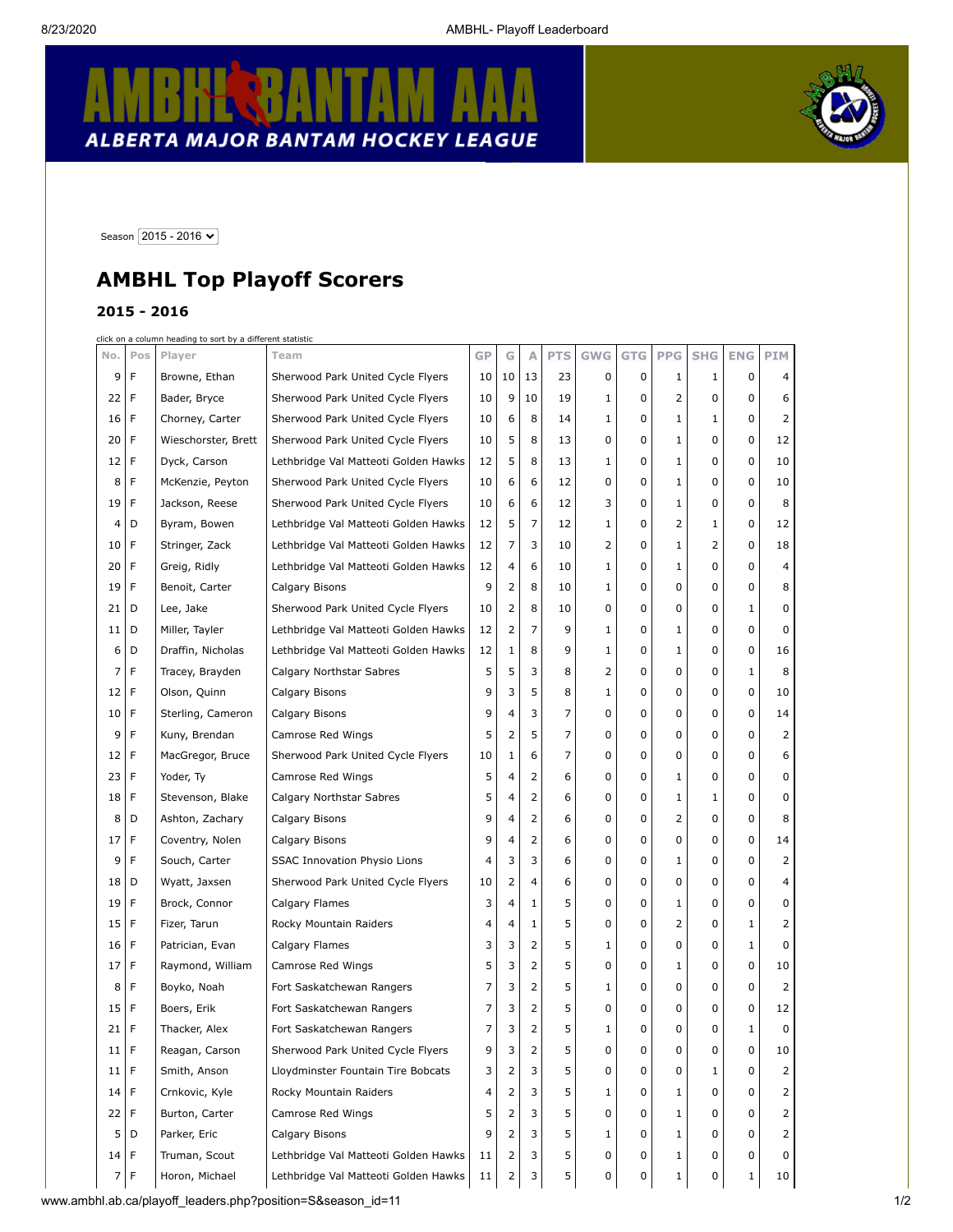ALBERTA MAJOR BANTAM HOCKEY LEAGUE

Season 2015 - 2016

# AMBHL Top Playoff Scorers

## 2015 - 2016

click on a column heading to sort by a different statistic

| No. | Pos | Player | Team | GP | G | A | PTS | GWG | GTG | PPG | SHG | ENG | PIM |
|---|---|---|---|---|---|---|---|---|---|---|---|---|---|
| 9 | F | Browne, Ethan | Sherwood Park United Cycle Flyers | 10 | 10 | 13 | 23 | 0 | 0 | 1 | 1 | 0 | 4 |
| 22 | F | Bader, Bryce | Sherwood Park United Cycle Flyers | 10 | 9 | 10 | 19 | 1 | 0 | 2 | 0 | 0 | 6 |
| 16 | F | Chorney, Carter | Sherwood Park United Cycle Flyers | 10 | 6 | 8 | 14 | 1 | 0 | 1 | 1 | 0 | 2 |
| 20 | F | Wieschorster, Brett | Sherwood Park United Cycle Flyers | 10 | 5 | 8 | 13 | 0 | 0 | 1 | 0 | 0 | 12 |
| 12 | F | Dyck, Carson | Lethbridge Val Matteoti Golden Hawks | 12 | 5 | 8 | 13 | 1 | 0 | 1 | 0 | 0 | 10 |
| 8 | F | McKenzie, Peyton | Sherwood Park United Cycle Flyers | 10 | 6 | 6 | 12 | 0 | 0 | 1 | 0 | 0 | 10 |
| 19 | F | Jackson, Reese | Sherwood Park United Cycle Flyers | 10 | 6 | 6 | 12 | 3 | 0 | 1 | 0 | 0 | 8 |
| 4 | D | Byram, Bowen | Lethbridge Val Matteoti Golden Hawks | 12 | 5 | 7 | 12 | 1 | 0 | 2 | 1 | 0 | 12 |
| 10 | F | Stringer, Zack | Lethbridge Val Matteoti Golden Hawks | 12 | 7 | 3 | 10 | 2 | 0 | 1 | 2 | 0 | 18 |
| 20 | F | Greig, Ridly | Lethbridge Val Matteoti Golden Hawks | 12 | 4 | 6 | 10 | 1 | 0 | 1 | 0 | 0 | 4 |
| 19 | F | Benoit, Carter | Calgary Bisons | 9 | 2 | 8 | 10 | 1 | 0 | 0 | 0 | 0 | 8 |
| 21 | D | Lee, Jake | Sherwood Park United Cycle Flyers | 10 | 2 | 8 | 10 | 0 | 0 | 0 | 0 | 1 | 0 |
| 11 | D | Miller, Tayler | Lethbridge Val Matteoti Golden Hawks | 12 | 2 | 7 | 9 | 1 | 0 | 1 | 0 | 0 | 0 |
| 6 | D | Draffin, Nicholas | Lethbridge Val Matteoti Golden Hawks | 12 | 1 | 8 | 9 | 1 | 0 | 1 | 0 | 0 | 16 |
| 7 | F | Tracey, Brayden | Calgary Northstar Sabres | 5 | 5 | 3 | 8 | 2 | 0 | 0 | 0 | 1 | 8 |
| 12 | F | Olson, Quinn | Calgary Bisons | 9 | 3 | 5 | 8 | 1 | 0 | 0 | 0 | 0 | 10 |
| 10 | F | Sterling, Cameron | Calgary Bisons | 9 | 4 | 3 | 7 | 0 | 0 | 0 | 0 | 0 | 14 |
| 9 | F | Kuny, Brendan | Camrose Red Wings | 5 | 2 | 5 | 7 | 0 | 0 | 0 | 0 | 0 | 2 |
| 12 | F | MacGregor, Bruce | Sherwood Park United Cycle Flyers | 10 | 1 | 6 | 7 | 0 | 0 | 0 | 0 | 0 | 6 |
| 23 | F | Yoder, Ty | Camrose Red Wings | 5 | 4 | 2 | 6 | 0 | 0 | 1 | 0 | 0 | 0 |
| 18 | F | Stevenson, Blake | Calgary Northstar Sabres | 5 | 4 | 2 | 6 | 0 | 0 | 1 | 1 | 0 | 0 |
| 8 | D | Ashton, Zachary | Calgary Bisons | 9 | 4 | 2 | 6 | 0 | 0 | 2 | 0 | 0 | 8 |
| 17 | F | Coventry, Nolen | Calgary Bisons | 9 | 4 | 2 | 6 | 0 | 0 | 0 | 0 | 0 | 14 |
| 9 | F | Souch, Carter | SSAC Innovation Physio Lions | 4 | 3 | 3 | 6 | 0 | 0 | 1 | 0 | 0 | 2 |
| 18 | D | Wyatt, Jaxsen | Sherwood Park United Cycle Flyers | 10 | 2 | 4 | 6 | 0 | 0 | 0 | 0 | 0 | 4 |
| 19 | F | Brock, Connor | Calgary Flames | 3 | 4 | 1 | 5 | 0 | 0 | 1 | 0 | 0 | 0 |
| 15 | F | Fizer, Tarun | Rocky Mountain Raiders | 4 | 4 | 1 | 5 | 0 | 0 | 2 | 0 | 1 | 2 |
| 16 | F | Patrician, Evan | Calgary Flames | 3 | 3 | 2 | 5 | 1 | 0 | 0 | 0 | 1 | 0 |
| 17 | F | Raymond, William | Camrose Red Wings | 5 | 3 | 2 | 5 | 0 | 0 | 1 | 0 | 0 | 10 |
| 8 | F | Boyko, Noah | Fort Saskatchewan Rangers | 7 | 3 | 2 | 5 | 1 | 0 | 0 | 0 | 0 | 2 |
| 15 | F | Boers, Erik | Fort Saskatchewan Rangers | 7 | 3 | 2 | 5 | 0 | 0 | 0 | 0 | 0 | 12 |
| 21 | F | Thacker, Alex | Fort Saskatchewan Rangers | 7 | 3 | 2 | 5 | 1 | 0 | 0 | 0 | 1 | 0 |
| 11 | F | Reagan, Carson | Sherwood Park United Cycle Flyers | 9 | 3 | 2 | 5 | 0 | 0 | 0 | 0 | 0 | 10 |
| 11 | F | Smith, Anson | Lloydminster Fountain Tire Bobcats | 3 | 2 | 3 | 5 | 0 | 0 | 0 | 1 | 0 | 2 |
| 14 | F | Crnkovic, Kyle | Rocky Mountain Raiders | 4 | 2 | 3 | 5 | 1 | 0 | 1 | 0 | 0 | 2 |
| 22 | F | Burton, Carter | Camrose Red Wings | 5 | 2 | 3 | 5 | 0 | 0 | 1 | 0 | 0 | 2 |
| 5 | D | Parker, Eric | Calgary Bisons | 9 | 2 | 3 | 5 | 1 | 0 | 1 | 0 | 0 | 2 |
| 14 | F | Truman, Scout | Lethbridge Val Matteoti Golden Hawks | 11 | 2 | 3 | 5 | 0 | 0 | 1 | 0 | 0 | 0 |
| 7 | F | Horon, Michael | Lethbridge Val Matteoti Golden Hawks | 11 | 2 | 3 | 5 | 0 | 0 | 1 | 0 | 1 | 10 |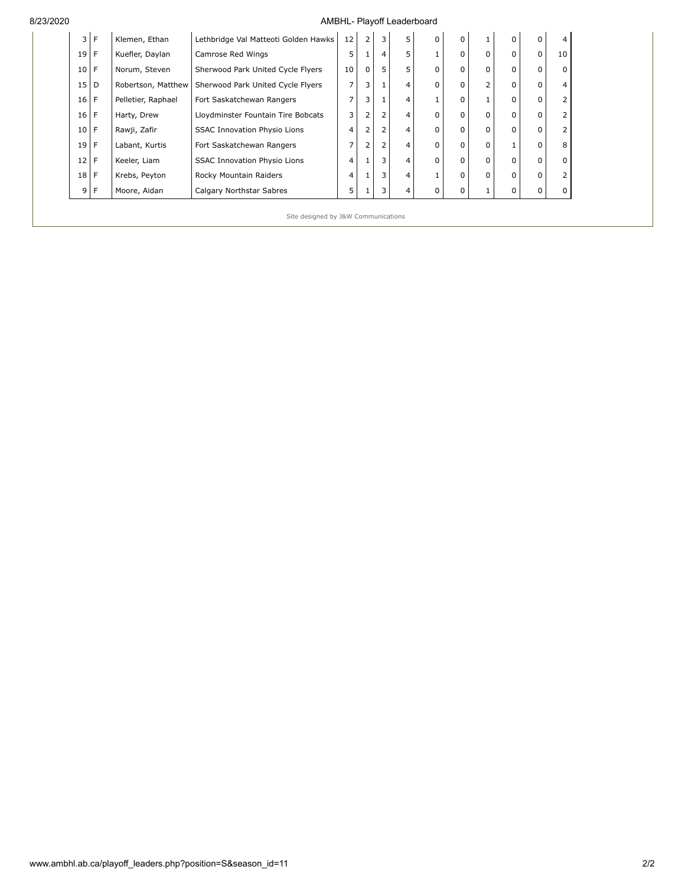| | | | | | | | | | | | | | |
|---|---|---|---|---|---|---|---|---|---|---|---|---|---|
| 3 | F | Klemen, Ethan | Lethbridge Val Matteoti Golden Hawks | 12 | 2 | 3 | 5 | 0 | 0 | 1 | 0 | 0 | 4 |
| 19 | F | Kuefler, Daylan | Camrose Red Wings | 5 | 1 | 4 | 5 | 1 | 0 | 0 | 0 | 0 | 10 |
| 10 | F | Norum, Steven | Sherwood Park United Cycle Flyers | 10 | 0 | 5 | 5 | 0 | 0 | 0 | 0 | 0 | 0 |
| 15 | D | Robertson, Matthew | Sherwood Park United Cycle Flyers | 7 | 3 | 1 | 4 | 0 | 0 | 2 | 0 | 0 | 4 |
| 16 | F | Pelletier, Raphael | Fort Saskatchewan Rangers | 7 | 3 | 1 | 4 | 1 | 0 | 1 | 0 | 0 | 2 |
| 16 | F | Harty, Drew | Lloydminster Fountain Tire Bobcats | 3 | 2 | 2 | 4 | 0 | 0 | 0 | 0 | 0 | 2 |
| 10 | F | Rawji, Zafir | SSAC Innovation Physio Lions | 4 | 2 | 2 | 4 | 0 | 0 | 0 | 0 | 0 | 2 |
| 19 | F | Labant, Kurtis | Fort Saskatchewan Rangers | 7 | 2 | 2 | 4 | 0 | 0 | 0 | 1 | 0 | 8 |
| 12 | F | Keeler, Liam | SSAC Innovation Physio Lions | 4 | 1 | 3 | 4 | 0 | 0 | 0 | 0 | 0 | 0 |
| 18 | F | Krebs, Peyton | Rocky Mountain Raiders | 4 | 1 | 3 | 4 | 1 | 0 | 0 | 0 | 0 | 2 |
| 9 | F | Moore, Aidan | Calgary Northstar Sabres | 5 | 1 | 3 | 4 | 0 | 0 | 1 | 0 | 0 | 0 |

Site designed by J&W Communications